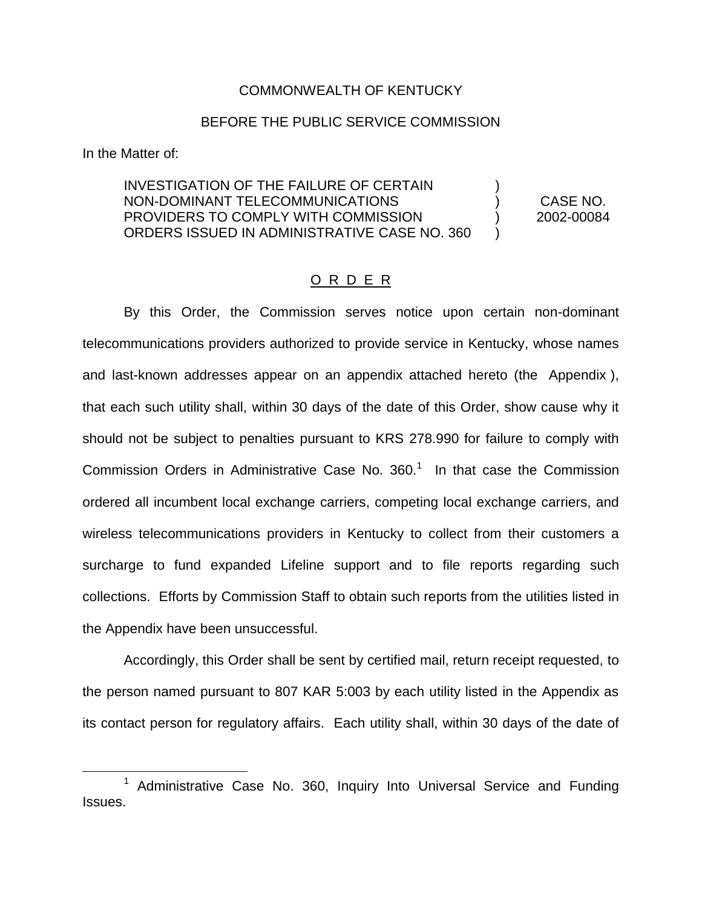COMMONWEALTH OF KENTUCKY

BEFORE THE PUBLIC SERVICE COMMISSION

In the Matter of:

INVESTIGATION OF THE FAILURE OF CERTAIN NON-DOMINANT TELECOMMUNICATIONS PROVIDERS TO COMPLY WITH COMMISSION ORDERS ISSUED IN ADMINISTRATIVE CASE NO. 360 ) ) ) ) CASE NO. 2002-00084

O R D E R

By this Order, the Commission serves notice upon certain non-dominant telecommunications providers authorized to provide service in Kentucky, whose names and last-known addresses appear on an appendix attached hereto (the Appendix ), that each such utility shall, within 30 days of the date of this Order, show cause why it should not be subject to penalties pursuant to KRS 278.990 for failure to comply with Commission Orders in Administrative Case No. 360.[1] In that case the Commission ordered all incumbent local exchange carriers, competing local exchange carriers, and wireless telecommunications providers in Kentucky to collect from their customers a surcharge to fund expanded Lifeline support and to file reports regarding such collections. Efforts by Commission Staff to obtain such reports from the utilities listed in the Appendix have been unsuccessful.

Accordingly, this Order shall be sent by certified mail, return receipt requested, to the person named pursuant to 807 KAR 5:003 by each utility listed in the Appendix as its contact person for regulatory affairs. Each utility shall, within 30 days of the date of

[1] Administrative Case No. 360, Inquiry Into Universal Service and Funding Issues.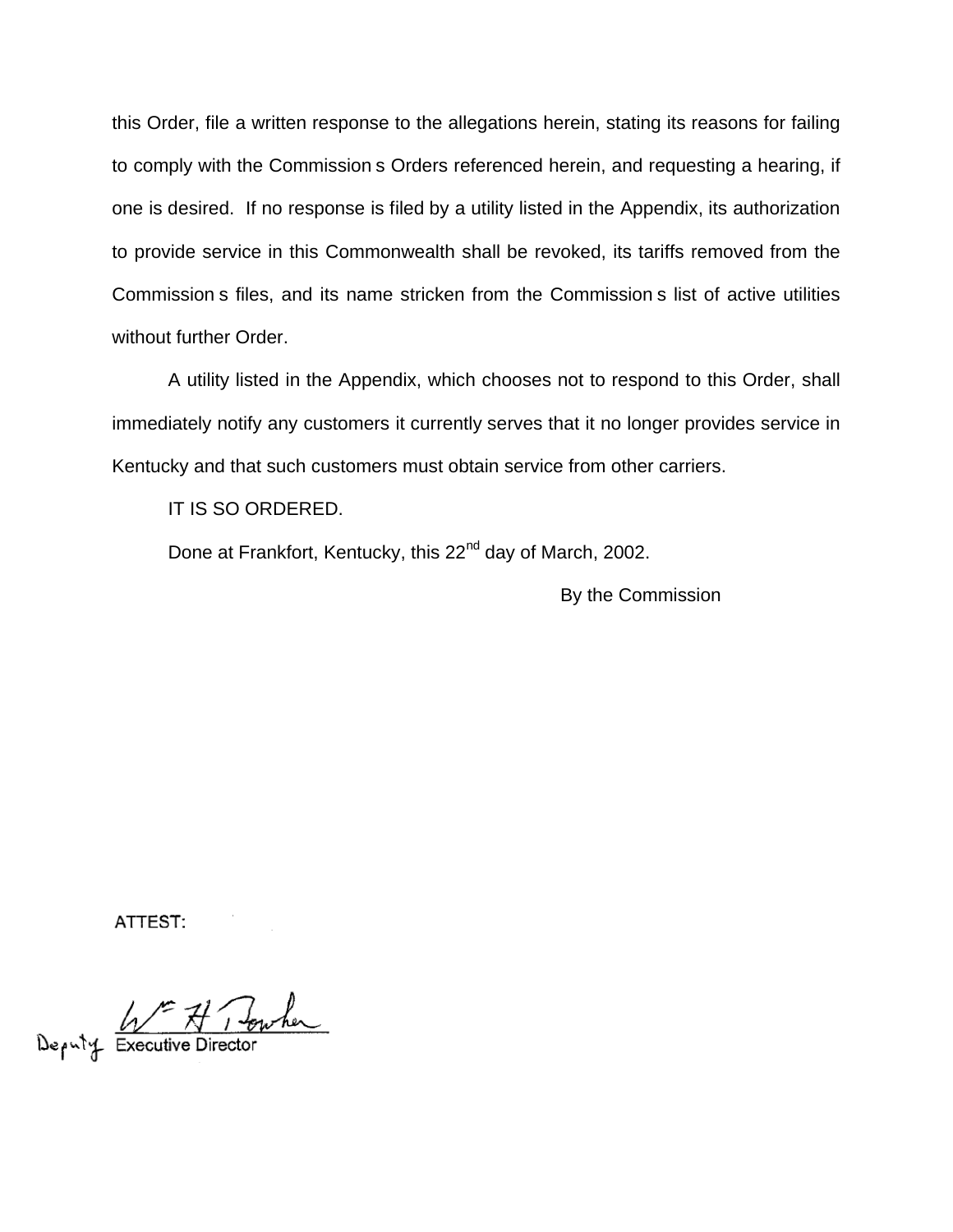this Order, file a written response to the allegations herein, stating its reasons for failing to comply with the Commission s Orders referenced herein, and requesting a hearing, if one is desired. If no response is filed by a utility listed in the Appendix, its authorization to provide service in this Commonwealth shall be revoked, its tariffs removed from the Commission s files, and its name stricken from the Commission s list of active utilities without further Order.

A utility listed in the Appendix, which chooses not to respond to this Order, shall immediately notify any customers it currently serves that it no longer provides service in Kentucky and that such customers must obtain service from other carriers.

IT IS SO ORDERED.

Done at Frankfort, Kentucky, this 22nd day of March, 2002.

By the Commission

ATTEST:

Wm H Bowker

Deputy Executive Director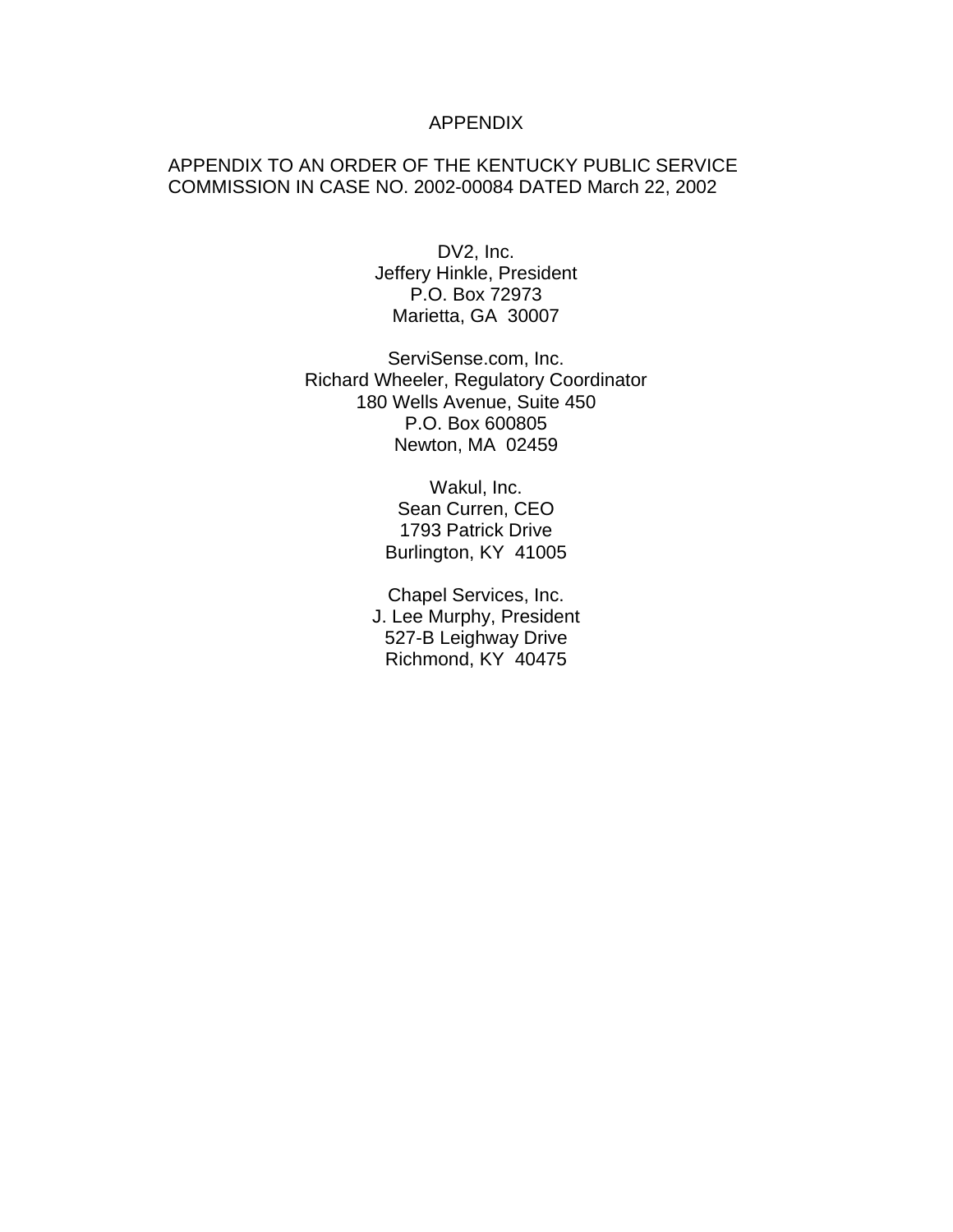# APPENDIX

APPENDIX TO AN ORDER OF THE KENTUCKY PUBLIC SERVICE COMMISSION IN CASE NO. 2002-00084 DATED March 22, 2002

DV2, Inc.
Jeffery Hinkle, President
P.O. Box 72973
Marietta, GA 30007

ServiSense.com, Inc.
Richard Wheeler, Regulatory Coordinator
180 Wells Avenue, Suite 450
P.O. Box 600805
Newton, MA 02459

Wakul, Inc.
Sean Curren, CEO
1793 Patrick Drive
Burlington, KY 41005

Chapel Services, Inc.
J. Lee Murphy, President
527-B Leighway Drive
Richmond, KY 40475